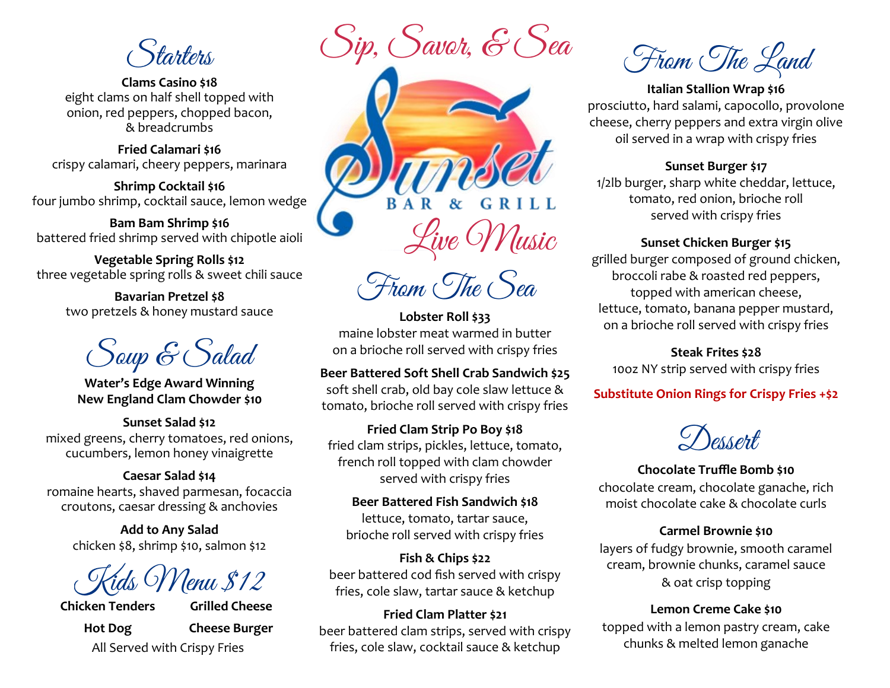# Sip, Savor, & Sea

**Sunset BAR & GRILL**

**Live Music**

## Starters

**Clams Casino $18**
eight clams on half shell topped with onion, red peppers, chopped bacon, & breadcrumbs

**Fried Calamari $16**
crispy calamari, cheery peppers, marinara

**Shrimp Cocktail $16**
four jumbo shrimp, cocktail sauce, lemon wedge

**Bam Bam Shrimp $16**
battered fried shrimp served with chipotle aioli

**Vegetable Spring Rolls $12**
three vegetable spring rolls & sweet chili sauce

**Bavarian Pretzel $8**
two pretzels & honey mustard sauce

## Soup & Salad

**Water's Edge Award Winning New England Clam Chowder $10**

**Sunset Salad $12**
mixed greens, cherry tomatoes, red onions, cucumbers, lemon honey vinaigrette

**Caesar Salad $14**
romaine hearts, shaved parmesan, focaccia croutons, caesar dressing & anchovies

**Add to Any Salad**
chicken $8, shrimp $10, salmon $12

## Kids Menu $12

**Chicken Tenders**
**Grilled Cheese**
**Hot Dog**
**Cheese Burger**

All Served with Crispy Fries

## From The Sea

**Lobster Roll $33**
maine lobster meat warmed in butter on a brioche roll served with crispy fries

**Beer Battered Soft Shell Crab Sandwich $25**
soft shell crab, old bay cole slaw lettuce & tomato, brioche roll served with crispy fries

**Fried Clam Strip Po Boy $18**
fried clam strips, pickles, lettuce, tomato, french roll topped with clam chowder served with crispy fries

**Beer Battered Fish Sandwich $18**
lettuce, tomato, tartar sauce, brioche roll served with crispy fries

**Fish & Chips $22**
beer battered cod fish served with crispy fries, cole slaw, tartar sauce & ketchup

**Fried Clam Platter $21**
beer battered clam strips, served with crispy fries, cole slaw, cocktail sauce & ketchup

## From The Land

**Italian Stallion Wrap $16**
prosciutto, hard salami, capocollo, provolone cheese, cherry peppers and extra virgin olive oil served in a wrap with crispy fries

**Sunset Burger $17**
1/2lb burger, sharp white cheddar, lettuce, tomato, red onion, brioche roll served with crispy fries

**Sunset Chicken Burger $15**
grilled burger composed of ground chicken, broccoli rabe & roasted red peppers, topped with american cheese, lettuce, tomato, banana pepper mustard, on a brioche roll served with crispy fries

**Steak Frites $28**
10oz NY strip served with crispy fries

**Substitute Onion Rings for Crispy Fries +$2**

## Dessert

**Chocolate Truffle Bomb $10**
chocolate cream, chocolate ganache, rich moist chocolate cake & chocolate curls

**Carmel Brownie $10**
layers of fudgy brownie, smooth caramel cream, brownie chunks, caramel sauce & oat crisp topping

**Lemon Creme Cake $10**
topped with a lemon pastry cream, cake chunks & melted lemon ganache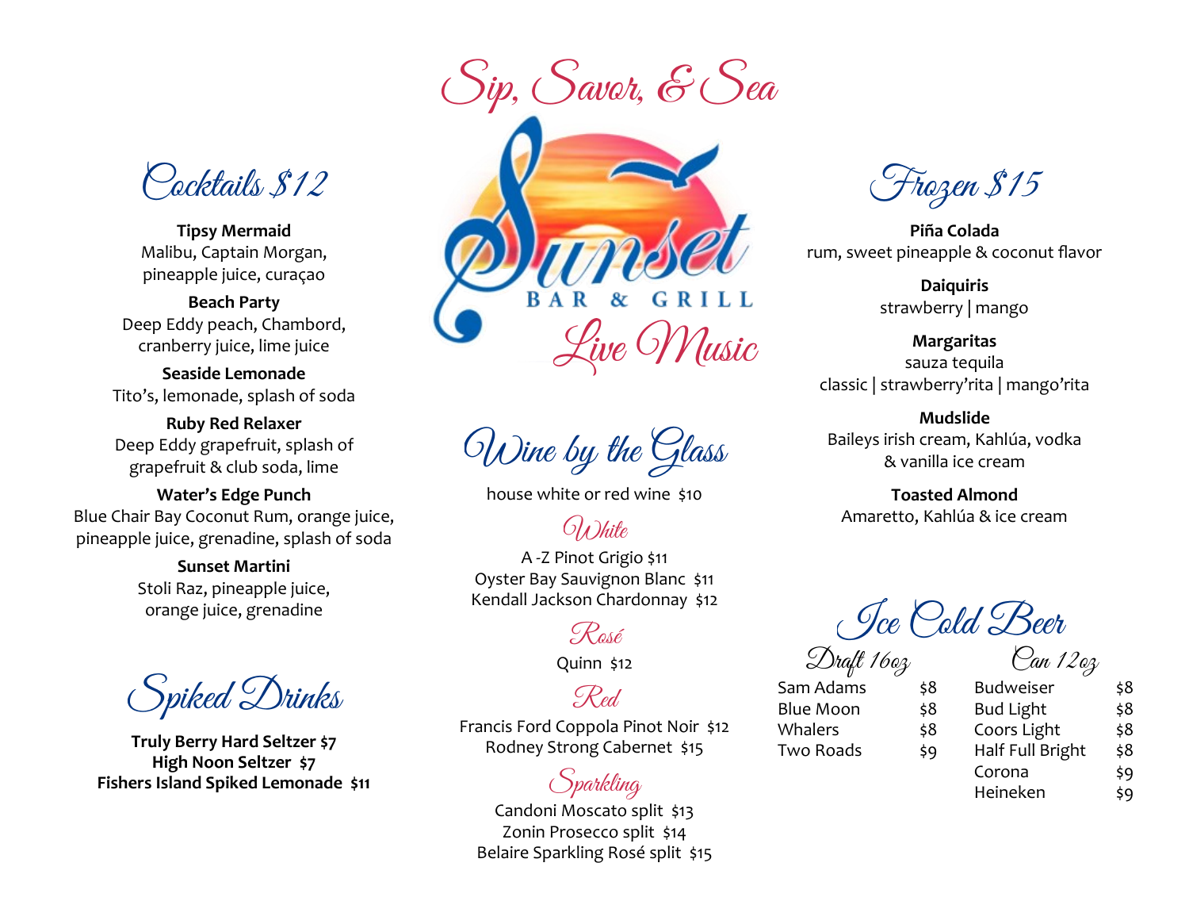# Sip, Savor, & Sea

Sunset Bar & Grill
Live Music

## Cocktails $12

**Tipsy Mermaid**
Malibu, Captain Morgan, pineapple juice, curaçao

**Beach Party**
Deep Eddy peach, Chambord, cranberry juice, lime juice

**Seaside Lemonade**
Tito's, lemonade, splash of soda

**Ruby Red Relaxer**
Deep Eddy grapefruit, splash of grapefruit & club soda, lime

**Water's Edge Punch**
Blue Chair Bay Coconut Rum, orange juice, pineapple juice, grenadine, splash of soda

**Sunset Martini**
Stoli Raz, pineapple juice, orange juice, grenadine

## Spiked Drinks

**Truly Berry Hard Seltzer $7**
**High Noon Seltzer $7**
**Fishers Island Spiked Lemonade $11**

## Wine by the Glass

house white or red wine $10

### White

A -Z Pinot Grigio $11
Oyster Bay Sauvignon Blanc $11
Kendall Jackson Chardonnay $12

### Rosé

Quinn $12

### Red

Francis Ford Coppola Pinot Noir $12
Rodney Strong Cabernet $15

### Sparkling

Candoni Moscato split $13
Zonin Prosecco split $14
Belaire Sparkling Rosé split $15

## Frozen $15

**Piña Colada**
rum, sweet pineapple & coconut flavor

**Daiquiris**
strawberry | mango

**Margaritas**
sauza tequila
classic | strawberry'rita | mango'rita

**Mudslide**
Baileys irish cream, Kahlúa, vodka & vanilla ice cream

**Toasted Almond**
Amaretto, Kahlúa & ice cream

## Ice Cold Beer

### Draft 16oz

| | |
|---|---|
| Sam Adams | $8 |
| Blue Moon | $8 |
| Whalers | $8 |
| Two Roads | $9 |

### Can 12oz

| | |
|---|---|
| Budweiser | $8 |
| Bud Light | $8 |
| Coors Light | $8 |
| Half Full Bright | $8 |
| Corona | $9 |
| Heineken | $9 |